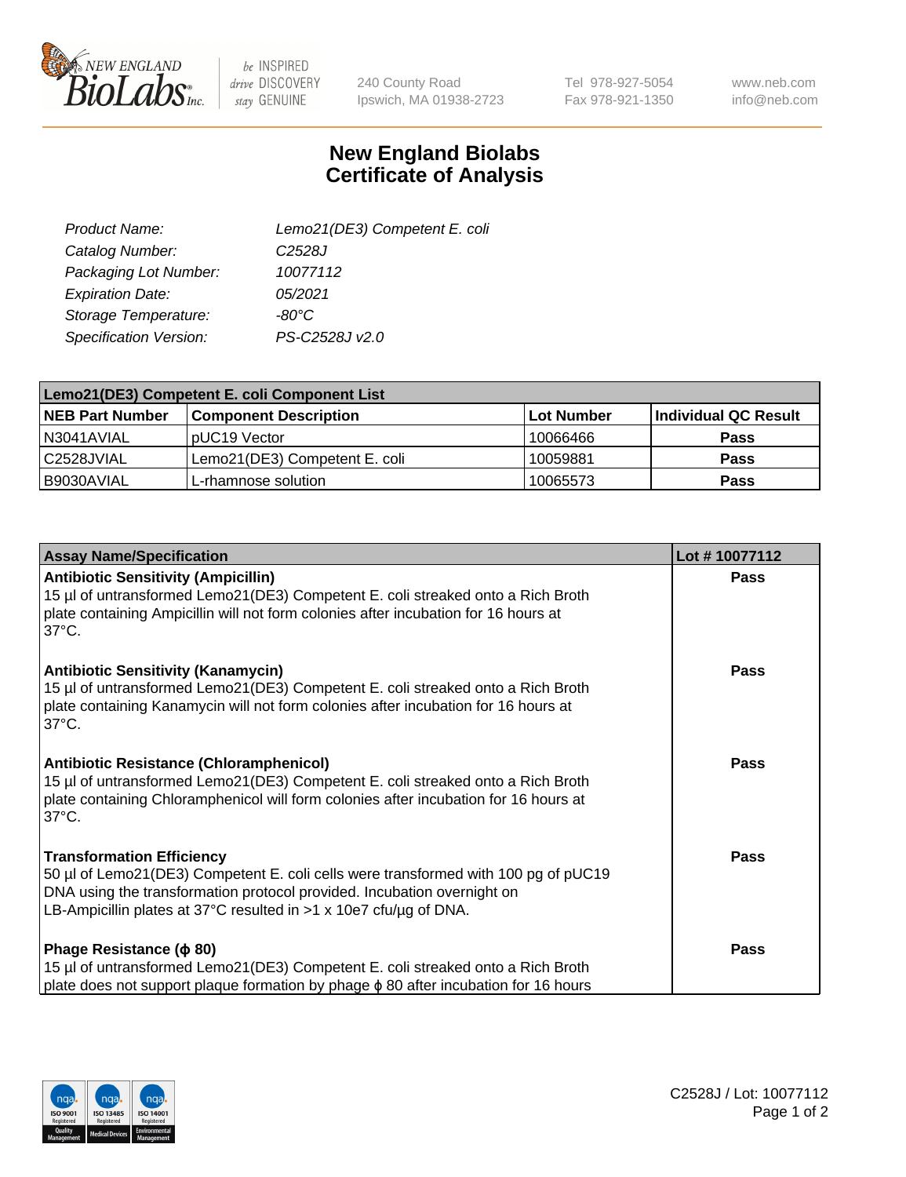240 County Road
Ipswich, MA 01938-2723

Tel 978-927-5054
Fax 978-921-1350

www.neb.com
info@neb.com

# New England Biolabs
# Certificate of Analysis

| | |
|---|---|
| *Product Name:* | *Lemo21(DE3) Competent E. coli* |
| *Catalog Number:* | *C2528J* |
| *Packaging Lot Number:* | *10077112* |
| *Expiration Date:* | *05/2021* |
| *Storage Temperature:* | *-80°C* |
| *Specification Version:* | *PS-C2528J v2.0* |

| **Lemo21(DE3) Competent E. coli Component List** | | | |
|---|---|---|---|
| **NEB Part Number** | **Component Description** | **Lot Number** | **Individual QC Result** |
| N3041AVIAL | pUC19 Vector | 10066466 | **Pass** |
| C2528JVIAL | Lemo21(DE3) Competent E. coli | 10059881 | **Pass** |
| B9030AVIAL | L-rhamnose solution | 10065573 | **Pass** |

| **Assay Name/Specification** | **Lot # 10077112** |
|---|---|
| **Antibiotic Sensitivity (Ampicillin)**<br>15 µl of untransformed Lemo21(DE3) Competent E. coli streaked onto a Rich Broth plate containing Ampicillin will not form colonies after incubation for 16 hours at 37°C. | **Pass** |
| **Antibiotic Sensitivity (Kanamycin)**<br>15 µl of untransformed Lemo21(DE3) Competent E. coli streaked onto a Rich Broth plate containing Kanamycin will not form colonies after incubation for 16 hours at 37°C. | **Pass** |
| **Antibiotic Resistance (Chloramphenicol)**<br>15 µl of untransformed Lemo21(DE3) Competent E. coli streaked onto a Rich Broth plate containing Chloramphenicol will form colonies after incubation for 16 hours at 37°C. | **Pass** |
| **Transformation Efficiency**<br>50 µl of Lemo21(DE3) Competent E. coli cells were transformed with 100 pg of pUC19 DNA using the transformation protocol provided. Incubation overnight on LB-Ampicillin plates at 37°C resulted in >1 x 10e7 cfu/µg of DNA. | **Pass** |
| **Phage Resistance (ϕ 80)**<br>15 µl of untransformed Lemo21(DE3) Competent E. coli streaked onto a Rich Broth plate does not support plaque formation by phage ϕ 80 after incubation for 16 hours | **Pass** |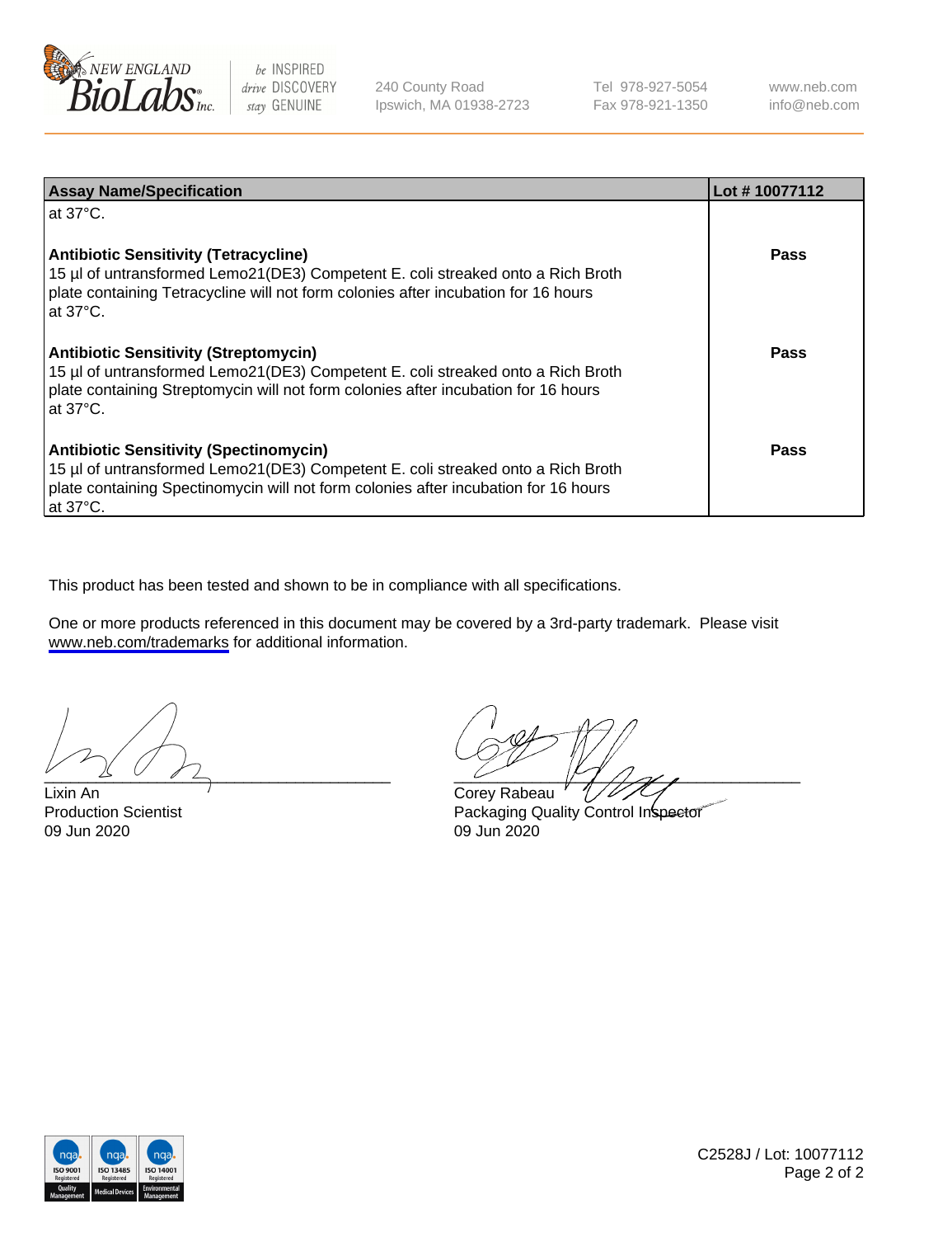| Assay Name/Specification | Lot # 10077112 |
|---|---|
| at 37°C. | |
| **Antibiotic Sensitivity (Tetracycline)**<br>15 µl of untransformed Lemo21(DE3) Competent E. coli streaked onto a Rich Broth plate containing Tetracycline will not form colonies after incubation for 16 hours at 37°C. | **Pass** |
| **Antibiotic Sensitivity (Streptomycin)**<br>15 µl of untransformed Lemo21(DE3) Competent E. coli streaked onto a Rich Broth plate containing Streptomycin will not form colonies after incubation for 16 hours at 37°C. | **Pass** |
| **Antibiotic Sensitivity (Spectinomycin)**<br>15 µl of untransformed Lemo21(DE3) Competent E. coli streaked onto a Rich Broth plate containing Spectinomycin will not form colonies after incubation for 16 hours at 37°C. | **Pass** |

This product has been tested and shown to be in compliance with all specifications.

One or more products referenced in this document may be covered by a 3rd-party trademark. Please visit www.neb.com/trademarks for additional information.

Lixin An
Production Scientist
09 Jun 2020

Corey Rabeau
Packaging Quality Control Inspector
09 Jun 2020

C2528J / Lot: 10077112